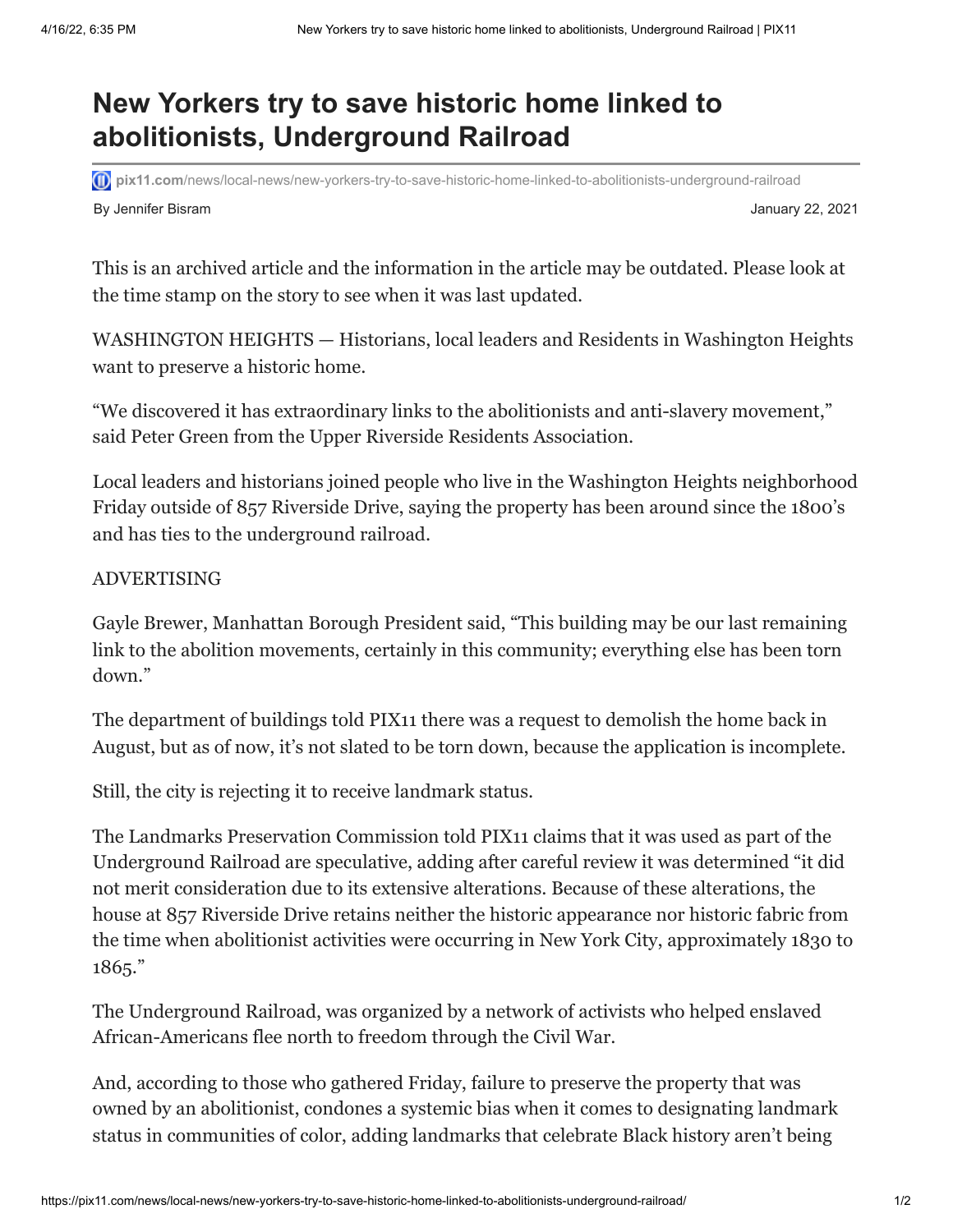# New Yorkers try to save historic home linked to abolitionists, Underground Railroad

pix11.com/news/local-news/new-yorkers-try-to-save-historic-home-linked-to-abolitionists-underground-railroad

By Jennifer Bisram

January 22, 2021

This is an archived article and the information in the article may be outdated. Please look at the time stamp on the story to see when it was last updated.

WASHINGTON HEIGHTS — Historians, local leaders and Residents in Washington Heights want to preserve a historic home.

"We discovered it has extraordinary links to the abolitionists and anti-slavery movement," said Peter Green from the Upper Riverside Residents Association.

Local leaders and historians joined people who live in the Washington Heights neighborhood Friday outside of 857 Riverside Drive, saying the property has been around since the 1800's and has ties to the underground railroad.

ADVERTISING

Gayle Brewer, Manhattan Borough President said, "This building may be our last remaining link to the abolition movements, certainly in this community; everything else has been torn down."

The department of buildings told PIX11 there was a request to demolish the home back in August, but as of now, it's not slated to be torn down, because the application is incomplete.

Still, the city is rejecting it to receive landmark status.

The Landmarks Preservation Commission told PIX11 claims that it was used as part of the Underground Railroad are speculative, adding after careful review it was determined "it did not merit consideration due to its extensive alterations. Because of these alterations, the house at 857 Riverside Drive retains neither the historic appearance nor historic fabric from the time when abolitionist activities were occurring in New York City, approximately 1830 to 1865."

The Underground Railroad, was organized by a network of activists who helped enslaved African-Americans flee north to freedom through the Civil War.

And, according to those who gathered Friday, failure to preserve the property that was owned by an abolitionist, condones a systemic bias when it comes to designating landmark status in communities of color, adding landmarks that celebrate Black history aren't being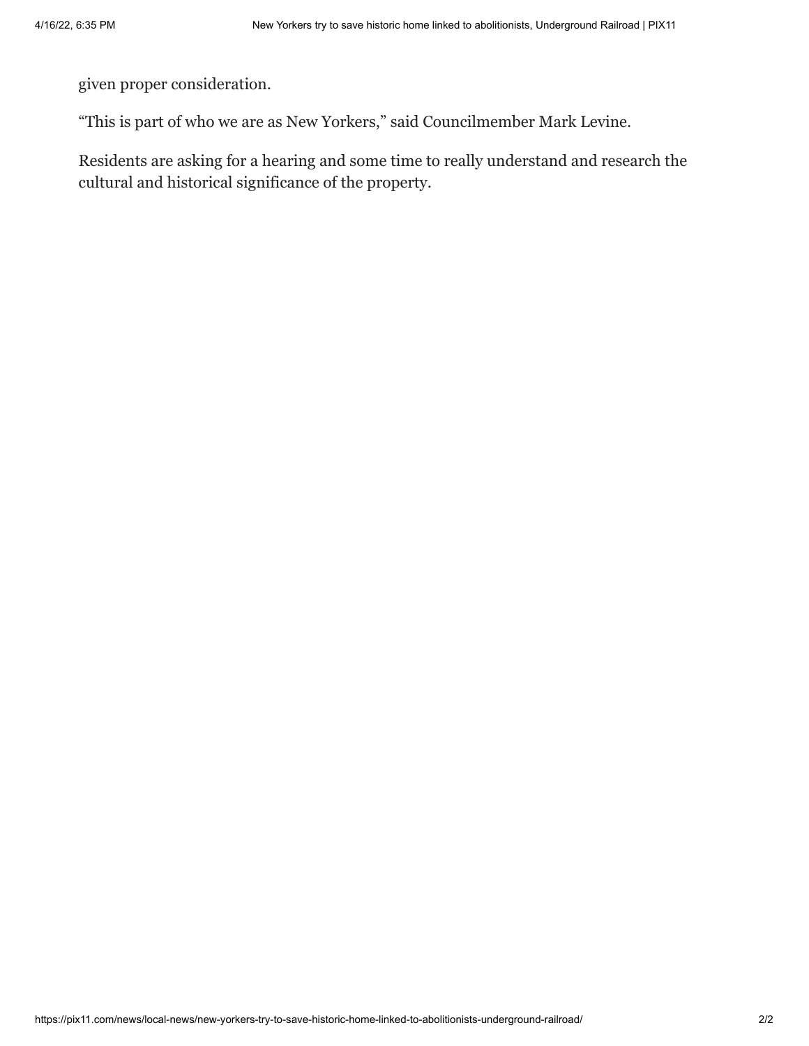given proper consideration.

“This is part of who we are as New Yorkers,” said Councilmember Mark Levine.

Residents are asking for a hearing and some time to really understand and research the cultural and historical significance of the property.